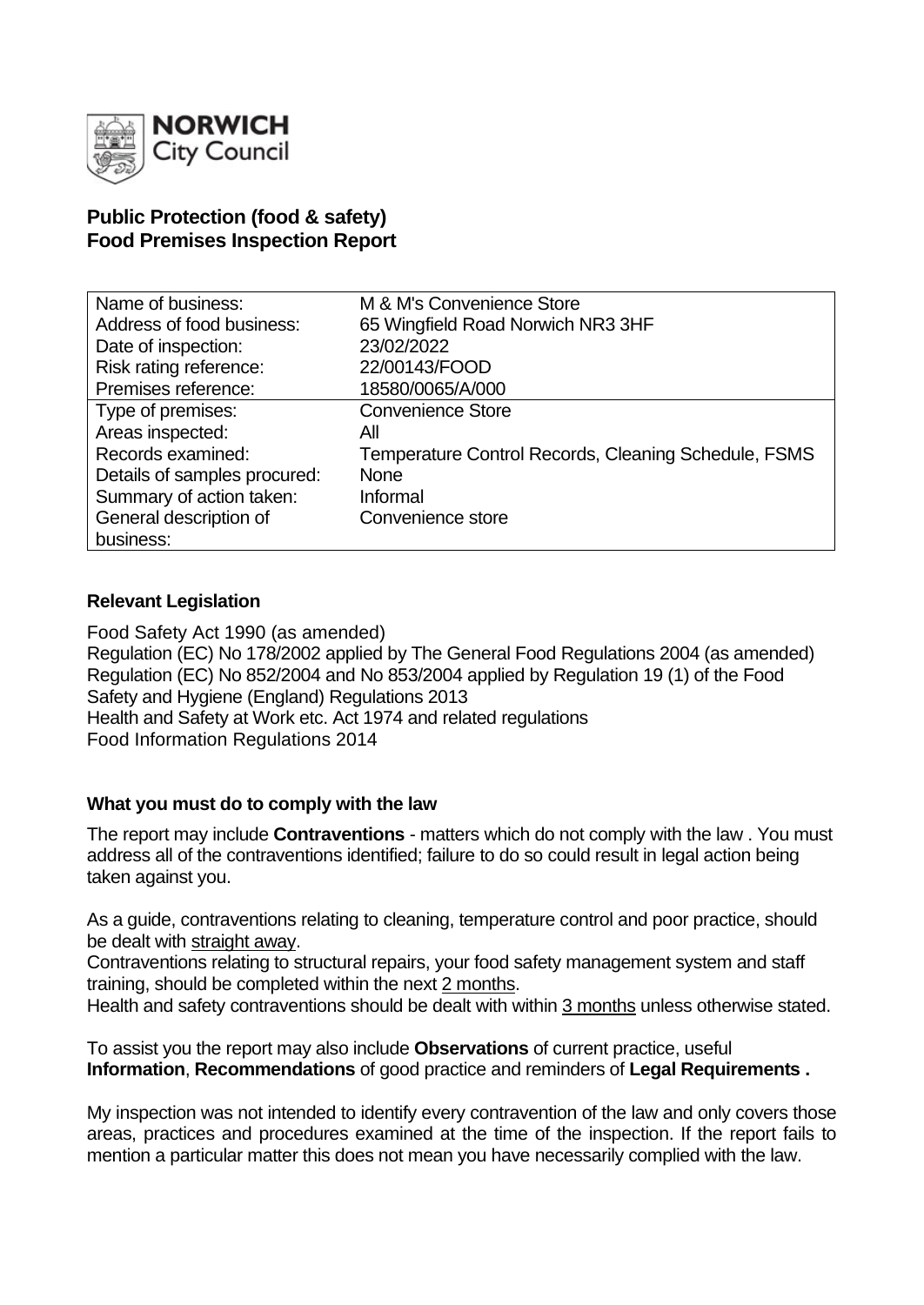**NORWICH City Council**

## Public Protection (food & safety)
## Food Premises Inspection Report

| | |
|---|---|
| Name of business: | M & M's Convenience Store |
| Address of food business: | 65 Wingfield Road Norwich NR3 3HF |
| Date of inspection: | 23/02/2022 |
| Risk rating reference: | 22/00143/FOOD |
| Premises reference: | 18580/0065/A/000 |
| Type of premises: | Convenience Store |
| Areas inspected: | All |
| Records examined: | Temperature Control Records, Cleaning Schedule, FSMS |
| Details of samples procured: | None |
| Summary of action taken: | Informal |
| General description of business: | Convenience store |

### Relevant Legislation

Food Safety Act 1990 (as amended)
Regulation (EC) No 178/2002 applied by The General Food Regulations 2004 (as amended)
Regulation (EC) No 852/2004 and No 853/2004 applied by Regulation 19 (1) of the Food Safety and Hygiene (England) Regulations 2013
Health and Safety at Work etc. Act 1974 and related regulations
Food Information Regulations 2014

### What you must do to comply with the law

The report may include **Contraventions** - matters which do not comply with the law . You must address all of the contraventions identified; failure to do so could result in legal action being taken against you.

As a guide, contraventions relating to cleaning, temperature control and poor practice, should be dealt with straight away.
Contraventions relating to structural repairs, your food safety management system and staff training, should be completed within the next 2 months.
Health and safety contraventions should be dealt with within 3 months unless otherwise stated.

To assist you the report may also include **Observations** of current practice, useful **Information**, **Recommendations** of good practice and reminders of **Legal Requirements .**

My inspection was not intended to identify every contravention of the law and only covers those areas, practices and procedures examined at the time of the inspection. If the report fails to mention a particular matter this does not mean you have necessarily complied with the law.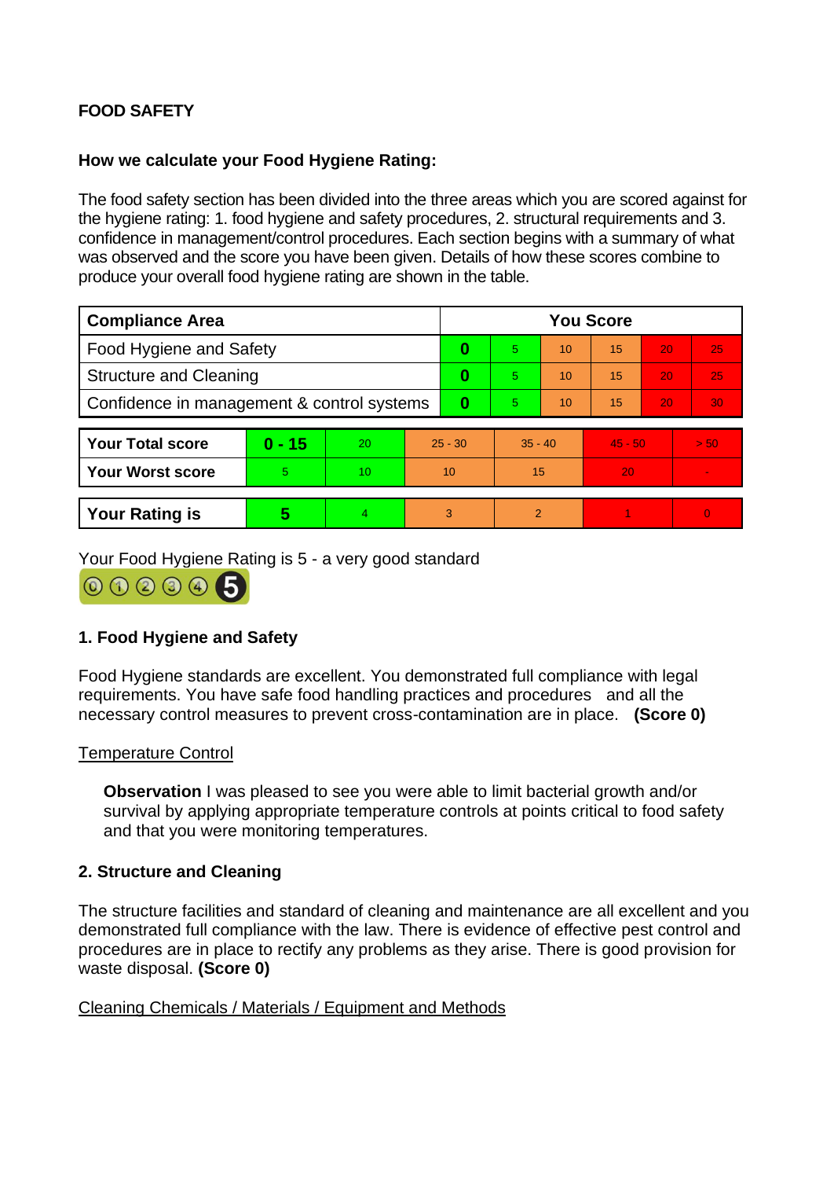**FOOD SAFETY**

**How we calculate your Food Hygiene Rating:**

The food safety section has been divided into the three areas which you are scored against for the hygiene rating: 1. food hygiene and safety procedures, 2. structural requirements and 3. confidence in management/control procedures. Each section begins with a summary of what was observed and the score you have been given. Details of how these scores combine to produce your overall food hygiene rating are shown in the table.

| Compliance Area | You Score | | | | | |
|---|---|---|---|---|---|---|
| Food Hygiene and Safety | **0** | 5 | 10 | 15 | 20 | 25 |
| Structure and Cleaning | **0** | 5 | 10 | 15 | 20 | 25 |
| Confidence in management & control systems | **0** | 5 | 10 | 15 | 20 | 30 |

| | | | | | | |
|---|---|---|---|---|---|---|
| **Your Total score** | **0 - 15** | 20 | 25 - 30 | 35 - 40 | 45 - 50 | > 50 |
| **Your Worst score** | 5 | 10 | 10 | 15 | 20 | - |
| **Your Rating is** | **5** | 4 | 3 | 2 | 1 | 0 |

Your Food Hygiene Rating is 5 - a very good standard

## 1. Food Hygiene and Safety

Food Hygiene standards are excellent. You demonstrated full compliance with legal requirements. You have safe food handling practices and procedures and all the necessary control measures to prevent cross-contamination are in place. **(Score 0)**

Temperature Control

**Observation** I was pleased to see you were able to limit bacterial growth and/or survival by applying appropriate temperature controls at points critical to food safety and that you were monitoring temperatures.

## 2. Structure and Cleaning

The structure facilities and standard of cleaning and maintenance are all excellent and you demonstrated full compliance with the law. There is evidence of effective pest control and procedures are in place to rectify any problems as they arise. There is good provision for waste disposal. **(Score 0)**

Cleaning Chemicals / Materials / Equipment and Methods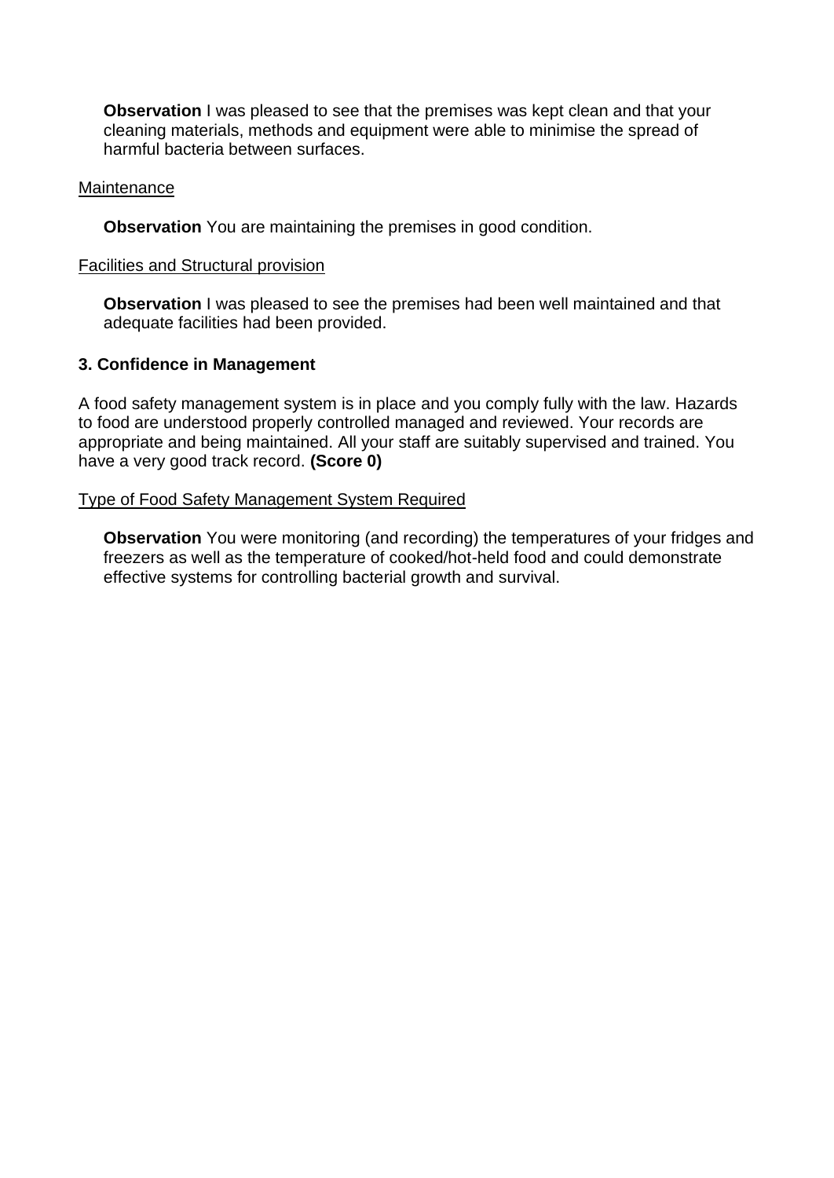**Observation** I was pleased to see that the premises was kept clean and that your cleaning materials, methods and equipment were able to minimise the spread of harmful bacteria between surfaces.

Maintenance

**Observation** You are maintaining the premises in good condition.

Facilities and Structural provision

**Observation** I was pleased to see the premises had been well maintained and that adequate facilities had been provided.

### 3. Confidence in Management

A food safety management system is in place and you comply fully with the law. Hazards to food are understood properly controlled managed and reviewed. Your records are appropriate and being maintained. All your staff are suitably supervised and trained. You have a very good track record. **(Score 0)**

Type of Food Safety Management System Required

**Observation** You were monitoring (and recording) the temperatures of your fridges and freezers as well as the temperature of cooked/hot-held food and could demonstrate effective systems for controlling bacterial growth and survival.